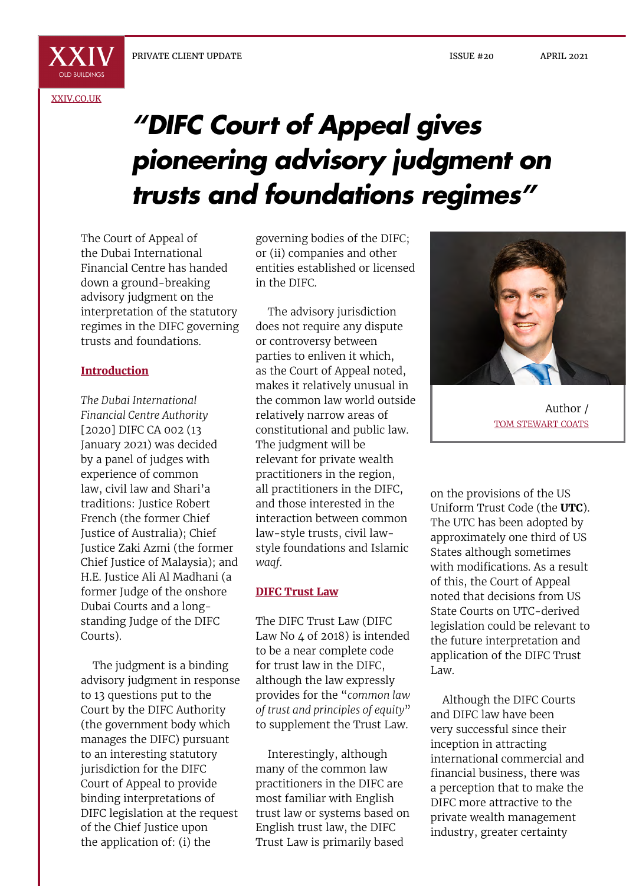# "DIFC Court of Appeal gives pioneering advisory judgment on trusts and foundations regimes"

Author / TOM STEWART COATS

The Court of Appeal of the Dubai International Financial Centre has handed down a ground-breaking advisory judgment on the interpretation of the statutory regimes in the DIFC governing trusts and foundations.

## Introduction

*The Dubai International Financial Centre Authority* [2020] DIFC CA 002 (13 January 2021) was decided by a panel of judges with experience of common law, civil law and Shari'a traditions: Justice Robert French (the former Chief Justice of Australia); Chief Justice Zaki Azmi (the former Chief Justice of Malaysia); and H.E. Justice Ali Al Madhani (a former Judge of the onshore Dubai Courts and a long-standing Judge of the DIFC Courts).

The judgment is a binding advisory judgment in response to 13 questions put to the Court by the DIFC Authority (the government body which manages the DIFC) pursuant to an interesting statutory jurisdiction for the DIFC Court of Appeal to provide binding interpretations of DIFC legislation at the request of the Chief Justice upon the application of: (i) the governing bodies of the DIFC; or (ii) companies and other entities established or licensed in the DIFC.

The advisory jurisdiction does not require any dispute or controversy between parties to enliven it which, as the Court of Appeal noted, makes it relatively unusual in the common law world outside relatively narrow areas of constitutional and public law. The judgment will be relevant for private wealth practitioners in the region, all practitioners in the DIFC, and those interested in the interaction between common law-style trusts, civil law-style foundations and Islamic *waqf*.

## DIFC Trust Law

The DIFC Trust Law (DIFC Law No 4 of 2018) is intended to be a near complete code for trust law in the DIFC, although the law expressly provides for the "*common law of trust and principles of equity*" to supplement the Trust Law.

Interestingly, although many of the common law practitioners in the DIFC are most familiar with English trust law or systems based on English trust law, the DIFC Trust Law is primarily based on the provisions of the US Uniform Trust Code (the **UTC**). The UTC has been adopted by approximately one third of US States although sometimes with modifications. As a result of this, the Court of Appeal noted that decisions from US State Courts on UTC-derived legislation could be relevant to the future interpretation and application of the DIFC Trust Law.

Although the DIFC Courts and DIFC law have been very successful since their inception in attracting international commercial and financial business, there was a perception that to make the DIFC more attractive to the private wealth management industry, greater certainty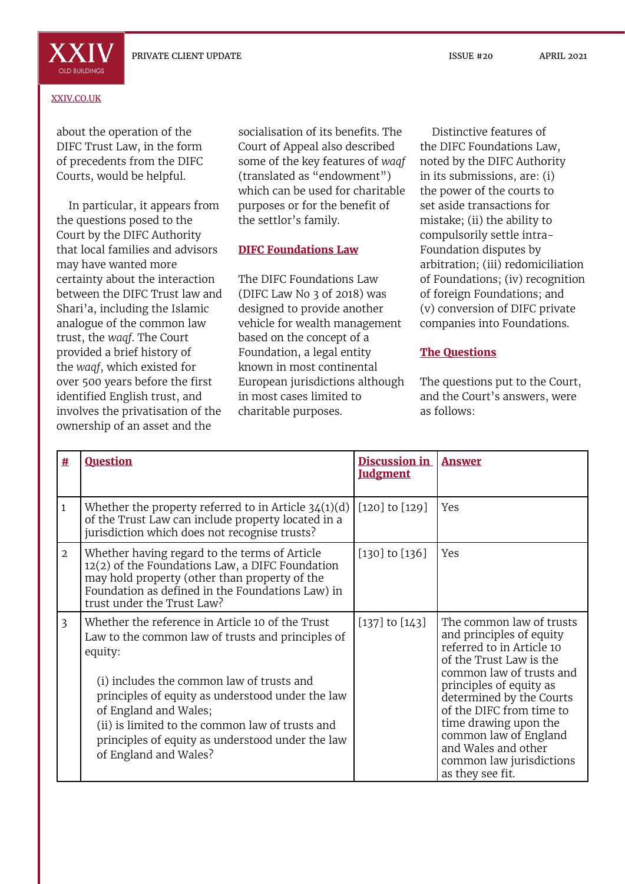about the operation of the DIFC Trust Law, in the form of precedents from the DIFC Courts, would be helpful.

In particular, it appears from the questions posed to the Court by the DIFC Authority that local families and advisors may have wanted more certainty about the interaction between the DIFC Trust law and Shari'a, including the Islamic analogue of the common law trust, the *waqf*. The Court provided a brief history of the *waqf*, which existed for over 500 years before the first identified English trust, and involves the privatisation of the ownership of an asset and the socialisation of its benefits. The Court of Appeal also described some of the key features of *waqf* (translated as "endowment") which can be used for charitable purposes or for the benefit of the settlor's family.

## DIFC Foundations Law

The DIFC Foundations Law (DIFC Law No 3 of 2018) was designed to provide another vehicle for wealth management based on the concept of a Foundation, a legal entity known in most continental European jurisdictions although in most cases limited to charitable purposes.

Distinctive features of the DIFC Foundations Law, noted by the DIFC Authority in its submissions, are: (i) the power of the courts to set aside transaction for mistake; (ii) the ability to compulsorily settle intra-Foundation disputes by arbitration; (iii) redomiciliation of Foundations; (iv) recognition of foreign Foundations; and (v) conversion of DIFC private companies into Foundations.

## The Questions

The questions put to the Court, and the Court's answers, were as follows:

| # | Question | Discussion in Judgment | Answer |
|---|---|---|---|
| 1 | Whether the property referred to in Article 34(1)(d) of the Trust Law can include property located in a jurisdiction which does not recognise trusts? | [120] to [129] | Yes |
| 2 | Whether having regard to the terms of Article 12(2) of the Foundations Law, a DIFC Foundation may hold property (other than property of the Foundation as defined in the Foundations Law) in trust under the Trust Law? | [130] to [136] | Yes |
| 3 | Whether the reference in Article 10 of the Trust Law to the common law of trusts and principles of equity:<br><br>(i) includes the common law of trusts and principles of equity as understood under the law of England and Wales;<br>(ii) is limited to the common law of trusts and principles of equity as understood under the law of England and Wales? | [137] to [143] | The common law of trusts and principles of equity referred to in Article 10 of the Trust Law is the common law of trusts and principles of equity as determined by the Courts of the DIFC from time to time drawing upon the common law of England and Wales and other common law jurisdictions as they see fit. |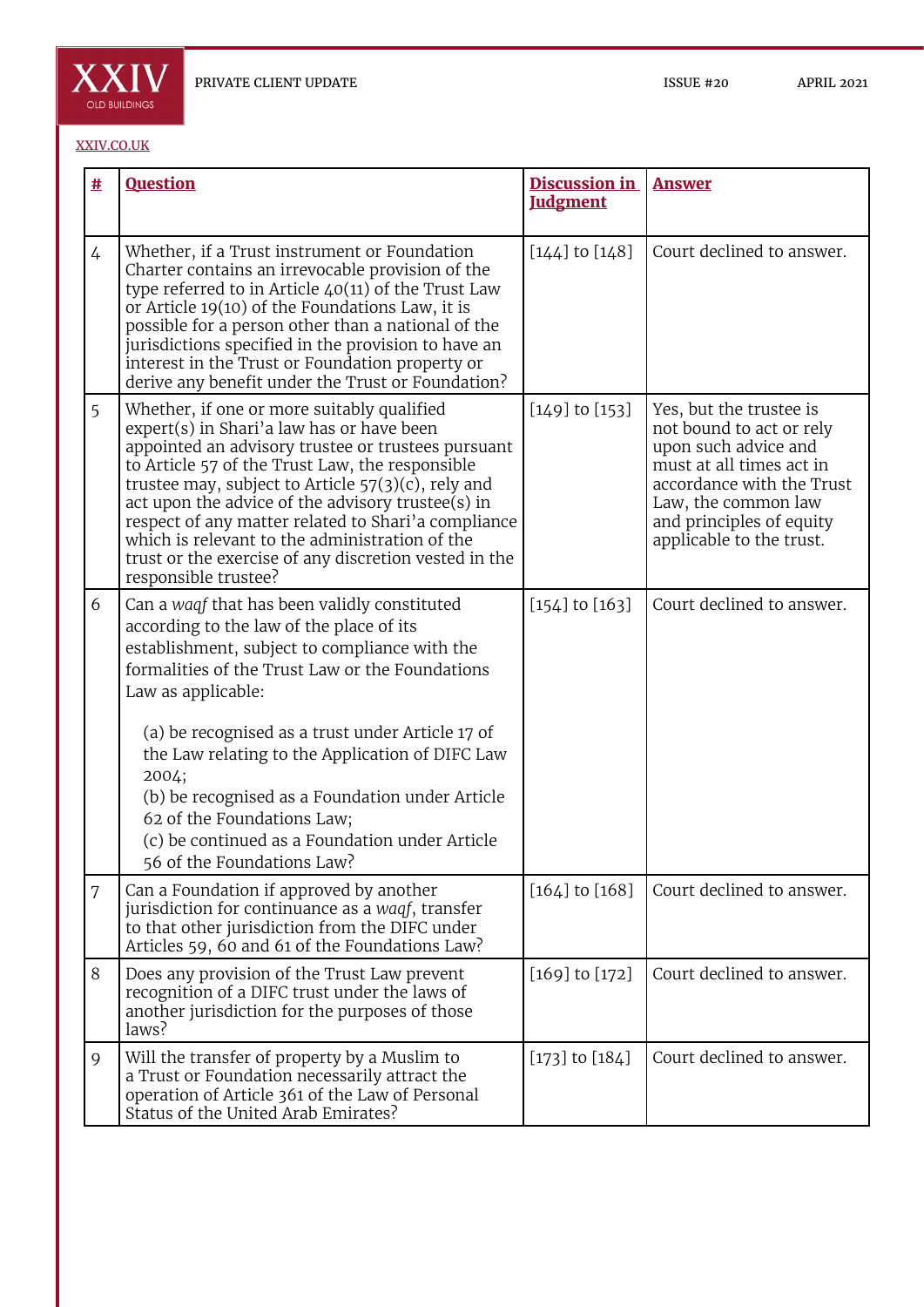| # | Question | Discussion in Judgment | Answer |
|---|---|---|---|
| 4 | Whether, if a Trust instrument or Foundation Charter contains an irrevocable provision of the type referred to in Article 40(11) of the Trust Law or Article 19(10) of the Foundations Law, it is possible for a person other than a national of the jurisdictions specified in the provision to have an interest in the Trust or Foundation property or derive any benefit under the Trust or Foundation? | [144] to [148] | Court declined to answer. |
| 5 | Whether, if one or more suitably qualified expert(s) in Shari'a law has or have been appointed an advisory trustee or trustees pursuant to Article 57 of the Trust Law, the responsible trustee may, subject to Article 57(3)(c), rely and act upon the advice of the advisory trustee(s) in respect of any matter related to Shari'a compliance which is relevant to the administration of the trust or the exercise of any discretion vested in the responsible trustee? | [149] to [153] | Yes, but the trustee is not bound to act or rely upon such advice and must at all times act in accordance with the Trust Law, the common law and principles of equity applicable to the trust. |
| 6 | Can a *waqf* that has been validly constituted according to the law of the place of its establishment, subject to compliance with the formalities of the Trust Law or the Foundations Law as applicable:<br><br>(a) be recognised as a trust under Article 17 of the Law relating to the Application of DIFC Law 2004;<br>(b) be recognised as a Foundation under Article 62 of the Foundations Law;<br>(c) be continued as a Foundation under Article 56 of the Foundations Law? | [154] to [163] | Court declined to answer. |
| 7 | Can a Foundation if approved by another jurisdiction for continuance as a *waqf*, transfer to that other jurisdiction from the DIFC under Articles 59, 60 and 61 of the Foundations Law? | [164] to [168] | Court declined to answer. |
| 8 | Does any provision of the Trust Law prevent recognition of a DIFC trust under the laws of another jurisdiction for the purposes of those laws? | [169] to [172] | Court declined to answer. |
| 9 | Will the transfer of property by a Muslim to a Trust or Foundation necessarily attract the operation of Article 361 of the Law of Personal Status of the United Arab Emirates? | [173] to [184] | Court declined to answer. |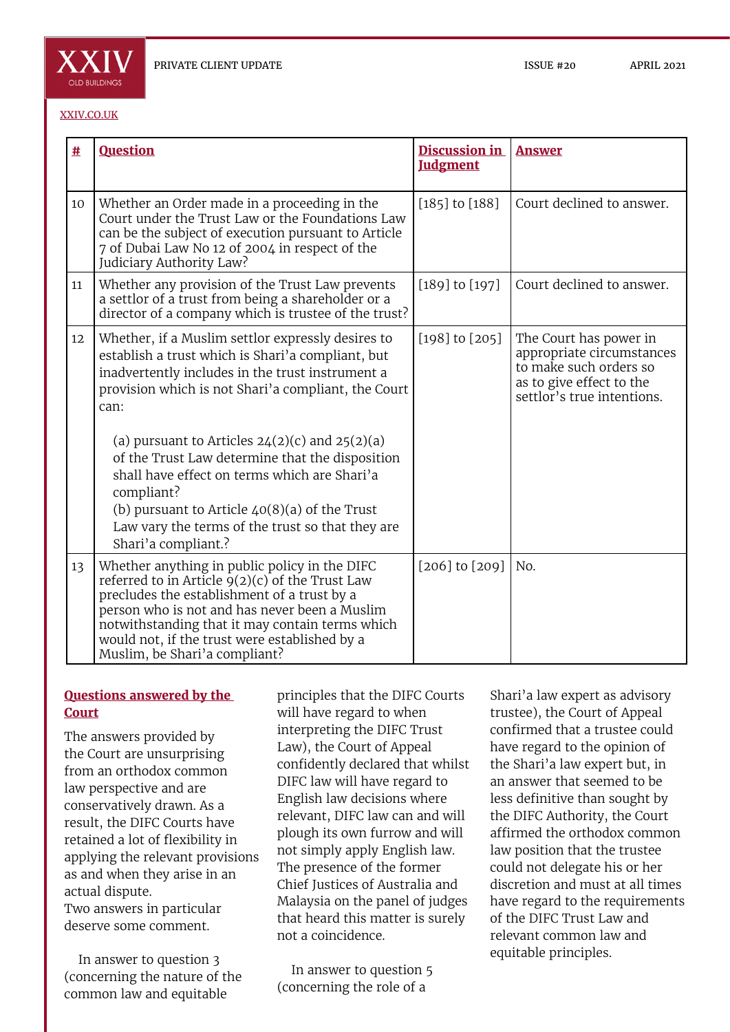| # | Question | Discussion in Judgment | Answer |
|---|---|---|---|
| 10 | Whether an Order made in a proceeding in the Court under the Trust Law or the Foundations Law can be the subject of execution pursuant to Article 7 of Dubai Law No 12 of 2004 in respect of the Judiciary Authority Law? | [185] to [188] | Court declined to answer. |
| 11 | Whether any provision of the Trust Law prevents a settlor of a trust from being a shareholder or a director of a company which is trustee of the trust? | [189] to [197] | Court declined to answer. |
| 12 | Whether, if a Muslim settlor expressly desires to establish a trust which is Shari'a compliant, but inadvertently includes in the trust instrument a provision which is not Shari'a compliant, the Court can:<br><br>(a) pursuant to Articles 24(2)(c) and 25(2)(a) of the Trust Law determine that the disposition shall have effect on terms which are Shari'a compliant?<br>(b) pursuant to Article 40(8)(a) of the Trust Law vary the terms of the trust so that they are Shari'a compliant.? | [198] to [205] | The Court has power in appropriate circumstances to make such orders so as to give effect to the settlor's true intentions. |
| 13 | Whether anything in public policy in the DIFC referred to in Article 9(2)(c) of the Trust Law precludes the establishment of a trust by a person who is not and has never been a Muslim notwithstanding that it may contain terms which would not, if the trust were established by a Muslim, be Shari'a compliant? | [206] to [209] | No. |

## Questions answered by the Court

The answers provided by the Court are unsurprising from an orthodox common law perspective and are conservatively drawn. As a result, the DIFC Courts have retained a lot of flexibility in applying the relevant provisions as and when they arise in an actual dispute.
Two answers in particular deserve some comment.

In answer to question 3 (concerning the nature of the common law and equitable principles that the DIFC Courts will have regard to when interpreting the DIFC Trust Law), the Court of Appeal confidently declared that whilst DIFC law will have regard to English law decisions where relevant, DIFC law can and will plough its own furrow and will not simply apply English law. The presence of the former Chief Justices of Australia and Malaysia on the panel of judges that heard this matter is surely not a coincidence.

In answer to question 5 (concerning the role of a Shari'a law expert as advisory trustee), the Court of Appeal confirmed that a trustee could have regard to the opinion of the Shari'a law expert but, in an answer that seemed to be less definitive than sought by the DIFC Authority, the Court affirmed the orthodox common law position that the trustee could not delegate his or her discretion and must at all times have regard to the requirements of the DIFC Trust Law and relevant common law and equitable principles.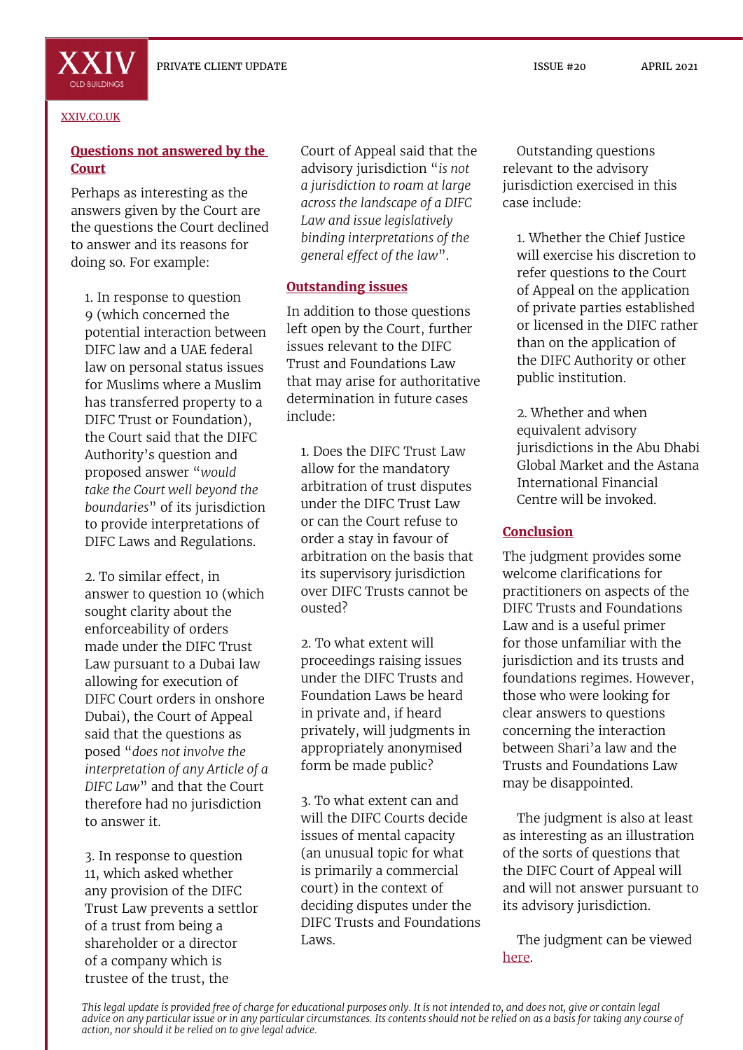## Questions not answered by the Court

Perhaps as interesting as the answers given by the Court are the questions the Court declined to answer and its reasons for doing so. For example:

1. In response to question 9 (which concerned the potential interaction between DIFC law and a UAE federal law on personal status issues for Muslims where a Muslim has transferred property to a DIFC Trust or Foundation), the Court said that the DIFC Authority's question and proposed answer "*would take the Court well beyond the boundaries*" of its jurisdiction to provide interpretations of DIFC Laws and Regulations.

2. To similar effect, in answer to question 10 (which sought clarity about the enforceability of orders made under the DIFC Trust Law pursuant to a Dubai law allowing for execution of DIFC Court orders in onshore Dubai), the Court of Appeal said that the questions as posed "*does not involve the interpretation of any Article of a DIFC Law*" and that the Court therefore had no jurisdiction to answer it.

3. In response to question 11, which asked whether any provision of the DIFC Trust Law prevents a settlor of a trust from being a shareholder or a director of a company which is trustee of the trust, the Court of Appeal said that the advisory jurisdiction "*is not a jurisdiction to roam at large across the landscape of a DIFC Law and issue legislatively binding interpretations of the general effect of the law*".

## Outstanding issues

In addition to those questions left open by the Court, further issues relevant to the DIFC Trust and Foundations Law that may arise for authoritative determination in future cases include:

1. Does the DIFC Trust Law allow for the mandatory arbitration of trust disputes under the DIFC Trust Law or can the Court refuse to order a stay in favour of arbitration on the basis that its supervisory jurisdiction over DIFC Trusts cannot be ousted?

2. To what extent will proceedings raising issues under the DIFC Trusts and Foundation Laws be heard in private and, if heard privately, will judgments in appropriately anonymised form be made public?

3. To what extent can and will the DIFC Courts decide issues of mental capacity (an unusual topic for what is primarily a commercial court) in the context of deciding disputes under the DIFC Trusts and Foundations Laws.

Outstanding questions relevant to the advisory jurisdiction exercised in this case include:

1. Whether the Chief Justice will exercise his discretion to refer questions to the Court of Appeal on the application of private parties established or licensed in the DIFC rather than on the application of the DIFC Authority or other public institution.

2. Whether and when equivalent advisory jurisdictions in the Abu Dhabi Global Market and the Astana International Financial Centre will be invoked.

## Conclusion

The judgment provides some welcome clarifications for practitioners on aspects of the DIFC Trusts and Foundations Law and is a useful primer for those unfamiliar with the jurisdiction and its trusts and foundations regimes. However, those who were looking for clear answers to questions concerning the interaction between Shari'a law and the Trusts and Foundations Law may be disappointed.

The judgment is also at least as interesting as an illustration of the sorts of questions that the DIFC Court of Appeal will and will not answer pursuant to its advisory jurisdiction.

The judgment can be viewed here.

*This legal update is provided free of charge for educational purposes only. It is not intended to, and does not, give or contain legal advice on any particular issue or in any particular circumstances. Its contents should not be relied on as a basis for taking any course of action, nor should it be relied on to give legal advice.*